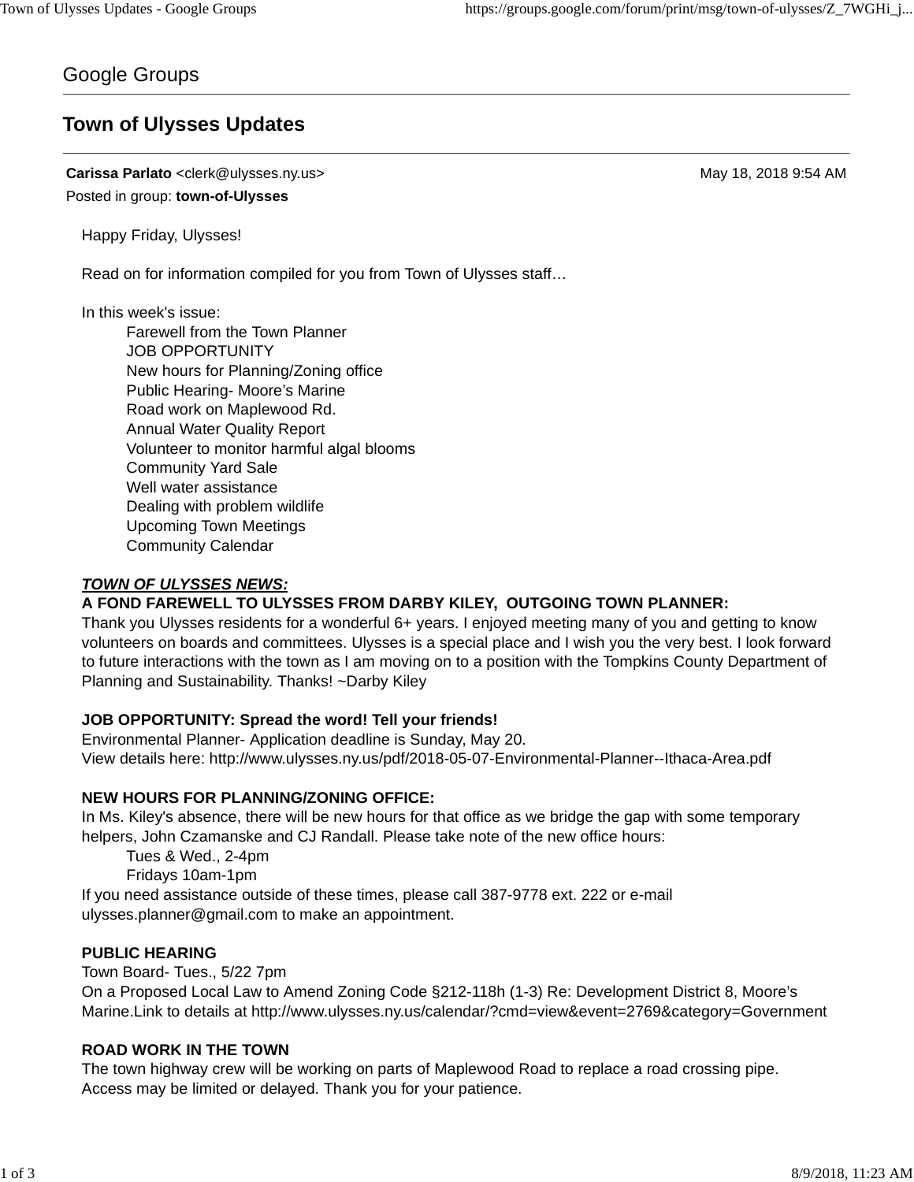Google Groups

# Town of Ulysses Updates

**Carissa Parlato** <clerk@ulysses.ny.us> May 18, 2018 9:54 AM

Posted in group: **town-of-Ulysses**

Happy Friday, Ulysses!

Read on for information compiled for you from Town of Ulysses staff…

In this week's issue:

- Farewell from the Town Planner
- JOB OPPORTUNITY
- New hours for Planning/Zoning office
- Public Hearing- Moore's Marine
- Road work on Maplewood Rd.
- Annual Water Quality Report
- Volunteer to monitor harmful algal blooms
- Community Yard Sale
- Well water assistance
- Dealing with problem wildlife
- Upcoming Town Meetings
- Community Calendar

***TOWN OF ULYSSES NEWS:***

**A FOND FAREWELL TO ULYSSES FROM DARBY KILEY, OUTGOING TOWN PLANNER:**

Thank you Ulysses residents for a wonderful 6+ years. I enjoyed meeting many of you and getting to know volunteers on boards and committees. Ulysses is a special place and I wish you the very best. I look forward to future interactions with the town as I am moving on to a position with the Tompkins County Department of Planning and Sustainability. Thanks! ~Darby Kiley

**JOB OPPORTUNITY: Spread the word! Tell your friends!**

Environmental Planner- Application deadline is Sunday, May 20.
View details here: http://www.ulysses.ny.us/pdf/2018-05-07-Environmental-Planner--Ithaca-Area.pdf

**NEW HOURS FOR PLANNING/ZONING OFFICE:**

In Ms. Kiley's absence, there will be new hours for that office as we bridge the gap with some temporary helpers, John Czamanske and CJ Randall. Please take note of the new office hours:

- Tues & Wed., 2-4pm
- Fridays 10am-1pm

If you need assistance outside of these times, please call 387-9778 ext. 222 or e-mail ulysses.planner@gmail.com to make an appointment.

**PUBLIC HEARING**

Town Board- Tues., 5/22 7pm
On a Proposed Local Law to Amend Zoning Code §212-118h (1-3) Re: Development District 8, Moore's Marine.Link to details at http://www.ulysses.ny.us/calendar/?cmd=view&event=2769&category=Government

**ROAD WORK IN THE TOWN**

The town highway crew will be working on parts of Maplewood Road to replace a road crossing pipe. Access may be limited or delayed. Thank you for your patience.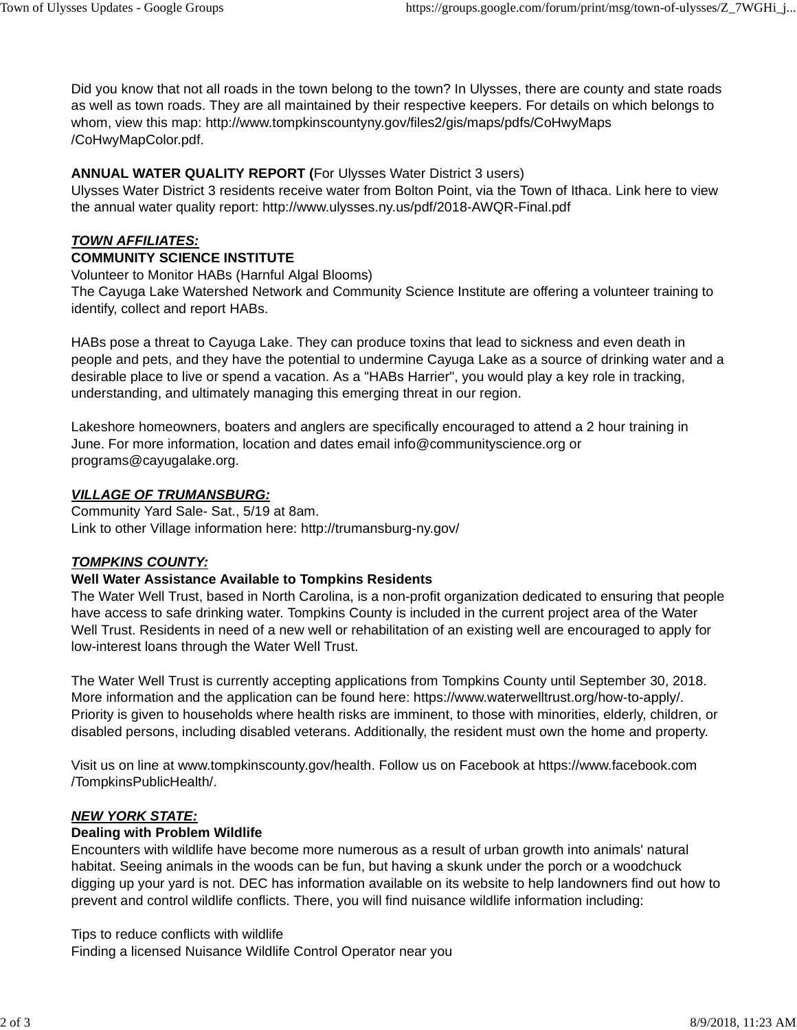Did you know that not all roads in the town belong to the town? In Ulysses, there are county and state roads as well as town roads. They are all maintained by their respective keepers. For details on which belongs to whom, view this map: http://www.tompkinscountyny.gov/files2/gis/maps/pdfs/CoHwyMaps/CoHwyMapColor.pdf.

**ANNUAL WATER QUALITY REPORT (**For Ulysses Water District 3 users)
Ulysses Water District 3 residents receive water from Bolton Point, via the Town of Ithaca. Link here to view the annual water quality report: http://www.ulysses.ny.us/pdf/2018-AWQR-Final.pdf

***TOWN AFFILIATES:***
**COMMUNITY SCIENCE INSTITUTE**
Volunteer to Monitor HABs (Harnful Algal Blooms)
The Cayuga Lake Watershed Network and Community Science Institute are offering a volunteer training to identify, collect and report HABs.

HABs pose a threat to Cayuga Lake. They can produce toxins that lead to sickness and even death in people and pets, and they have the potential to undermine Cayuga Lake as a source of drinking water and a desirable place to live or spend a vacation. As a "HABs Harrier", you would play a key role in tracking, understanding, and ultimately managing this emerging threat in our region.

Lakeshore homeowners, boaters and anglers are specifically encouraged to attend a 2 hour training in June. For more information, location and dates email info@communityscience.org or programs@cayugalake.org.

***VILLAGE OF TRUMANSBURG:***
Community Yard Sale- Sat., 5/19 at 8am.
Link to other Village information here: http://trumansburg-ny.gov/

***TOMPKINS COUNTY:***
**Well Water Assistance Available to Tompkins Residents**
The Water Well Trust, based in North Carolina, is a non-profit organization dedicated to ensuring that people have access to safe drinking water. Tompkins County is included in the current project area of the Water Well Trust. Residents in need of a new well or rehabilitation of an existing well are encouraged to apply for low-interest loans through the Water Well Trust.

The Water Well Trust is currently accepting applications from Tompkins County until September 30, 2018. More information and the application can be found here: https://www.waterwelltrust.org/how-to-apply/. Priority is given to households where health risks are imminent, to those with minorities, elderly, children, or disabled persons, including disabled veterans. Additionally, the resident must own the home and property.

Visit us on line at www.tompkinscounty.gov/health. Follow us on Facebook at https://www.facebook.com/TompkinsPublicHealth/.

***NEW YORK STATE:***
**Dealing with Problem Wildlife**
Encounters with wildlife have become more numerous as a result of urban growth into animals' natural habitat. Seeing animals in the woods can be fun, but having a skunk under the porch or a woodchuck digging up your yard is not. DEC has information available on its website to help landowners find out how to prevent and control wildlife conflicts. There, you will find nuisance wildlife information including:

Tips to reduce conflicts with wildlife
Finding a licensed Nuisance Wildlife Control Operator near you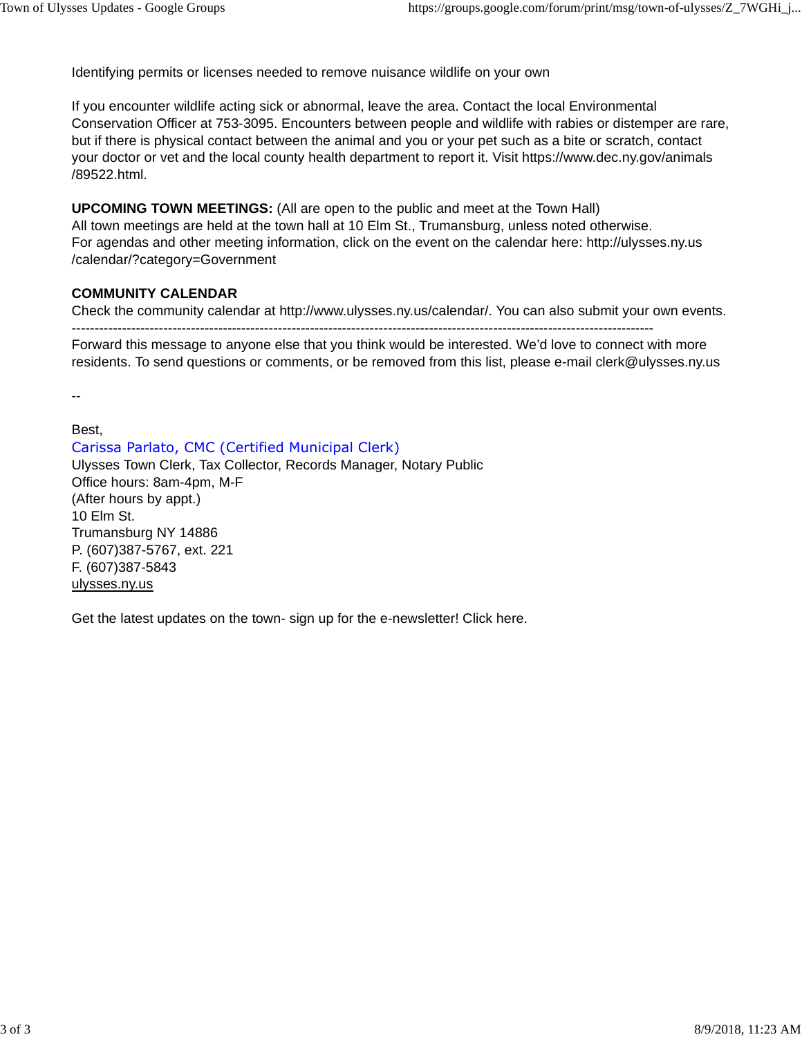Identifying permits or licenses needed to remove nuisance wildlife on your own

If you encounter wildlife acting sick or abnormal, leave the area. Contact the local Environmental Conservation Officer at 753-3095. Encounters between people and wildlife with rabies or distemper are rare, but if there is physical contact between the animal and you or your pet such as a bite or scratch, contact your doctor or vet and the local county health department to report it. Visit https://www.dec.ny.gov/animals/89522.html.

**UPCOMING TOWN MEETINGS:** (All are open to the public and meet at the Town Hall)
All town meetings are held at the town hall at 10 Elm St., Trumansburg, unless noted otherwise.
For agendas and other meeting information, click on the event on the calendar here: http://ulysses.ny.us/calendar/?category=Government

**COMMUNITY CALENDAR**
Check the community calendar at http://www.ulysses.ny.us/calendar/. You can also submit your own events.

---

Forward this message to anyone else that you think would be interested. We'd love to connect with more residents. To send questions or comments, or be removed from this list, please e-mail clerk@ulysses.ny.us

--

Best,
Carissa Parlato, CMC (Certified Municipal Clerk)
Ulysses Town Clerk, Tax Collector, Records Manager, Notary Public
Office hours: 8am-4pm, M-F
(After hours by appt.)
10 Elm St.
Trumansburg NY 14886
P. (607)387-5767, ext. 221
F. (607)387-5843
ulysses.ny.us

Get the latest updates on the town- sign up for the e-newsletter! Click here.